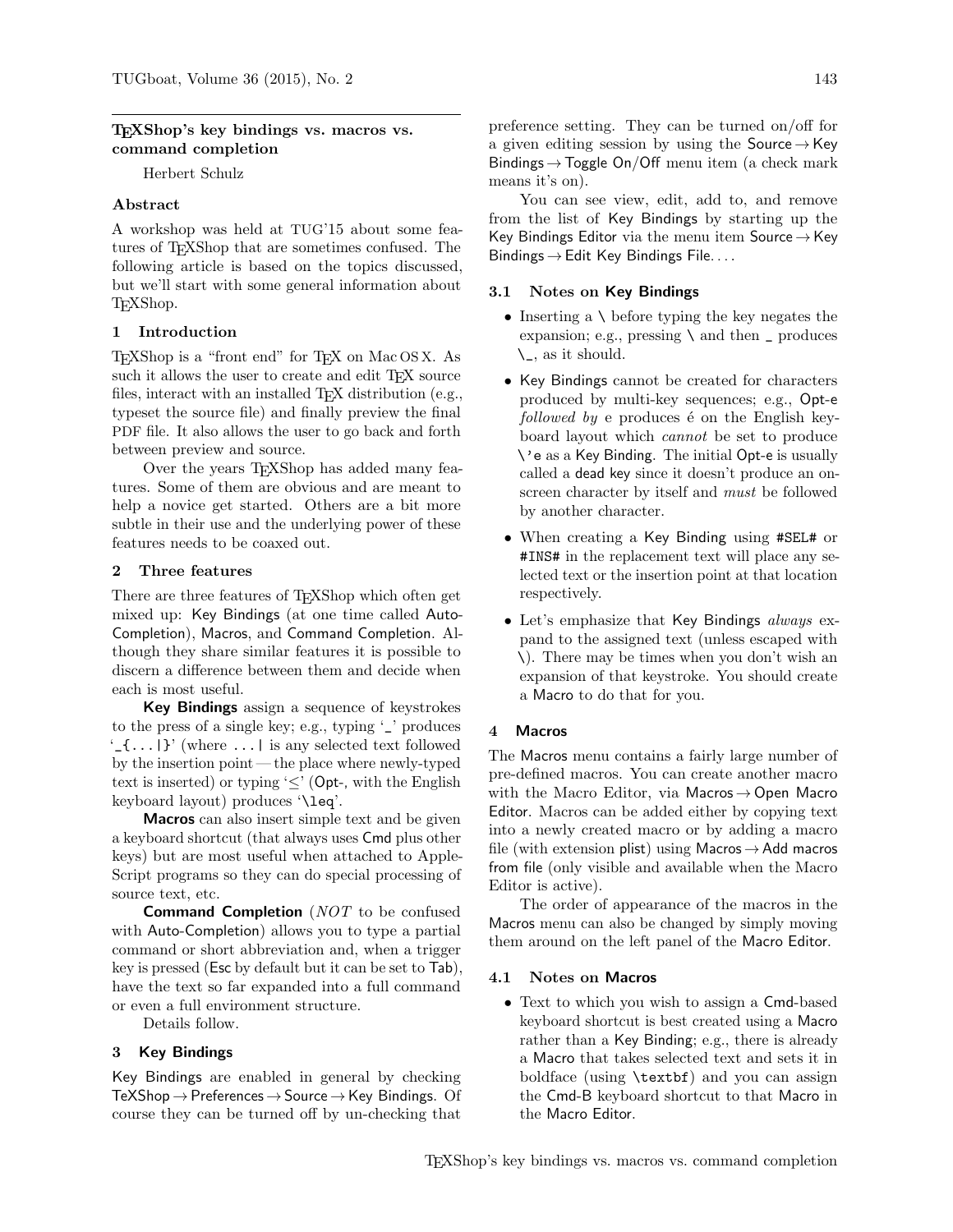## TEXShop's key bindings vs. macros vs. command completion

Herbert Schulz

### Abstract

A workshop was held at TUG'15 about some features of TEXShop that are sometimes confused. The following article is based on the topics discussed, but we'll start with some general information about TEXShop.

### 1 Introduction

TEXShop is a "front end" for TEX on Mac OS X. As such it allows the user to create and edit TEX source files, interact with an installed TEX distribution (e.g., typeset the source file) and finally preview the final PDF file. It also allows the user to go back and forth between preview and source.

Over the years TEXShop has added many features. Some of them are obvious and are meant to help a novice get started. Others are a bit more subtle in their use and the underlying power of these features needs to be coaxed out.

### 2 Three features

There are three features of TEXShop which often get mixed up: Key Bindings (at one time called Auto-Completion), Macros, and Command Completion. Although they share similar features it is possible to discern a difference between them and decide when each is most useful.

**Key Bindings** assign a sequence of keystrokes to the press of a single key; e.g., typing '_' produces '_{...|}' (where ...| is any selected text followed by the insertion point — the place where newly-typed text is inserted) or typing '≤' (Opt-, with the English keyboard layout) produces '\leq'.

**Macros** can also insert simple text and be given a keyboard shortcut (that always uses Cmd plus other keys) but are most useful when attached to AppleScript programs so they can do special processing of source text, etc.

**Command Completion** (*NOT* to be confused with Auto-Completion) allows you to type a partial command or short abbreviation and, when a trigger key is pressed (Esc by default but it can be set to Tab), have the text so far expanded into a full command or even a full environment structure.

Details follow.

### 3 Key Bindings

Key Bindings are enabled in general by checking TeXShop → Preferences → Source → Key Bindings. Of course they can be turned off by un-checking that preference setting. They can be turned on/off for a given editing session by using the Source → Key Bindings → Toggle On/Off menu item (a check mark means it's on).

You can see view, edit, add to, and remove from the list of Key Bindings by starting up the Key Bindings Editor via the menu item Source → Key Bindings → Edit Key Bindings File. . . .

#### 3.1 Notes on Key Bindings

- Inserting a \ before typing the key negates the expansion; e.g., pressing \ and then _ produces \_, as it should.
- Key Bindings cannot be created for characters produced by multi-key sequences; e.g., Opt-e *followed by* e produces é on the English keyboard layout which *cannot* be set to produce \'e as a Key Binding. The initial Opt-e is usually called a dead key since it doesn't produce an on-screen character by itself and *must* be followed by another character.
- When creating a Key Binding using #SEL# or #INS# in the replacement text will place any selected text or the insertion point at that location respectively.
- Let's emphasize that Key Bindings *always* expand to the assigned text (unless escaped with \). There may be times when you don't wish an expansion of that keystroke. You should create a Macro to do that for you.

### 4 Macros

The Macros menu contains a fairly large number of pre-defined macros. You can create another macro with the Macro Editor, via Macros → Open Macro Editor. Macros can be added either by copying text into a newly created macro or by adding a macro file (with extension plist) using Macros → Add macros from file (only visible and available when the Macro Editor is active).

The order of appearance of the macros in the Macros menu can also be changed by simply moving them around on the left panel of the Macro Editor.

#### 4.1 Notes on Macros

- Text to which you wish to assign a Cmd-based keyboard shortcut is best created using a Macro rather than a Key Binding; e.g., there is already a Macro that takes selected text and sets it in boldface (using \textbf) and you can assign the Cmd-B keyboard shortcut to that Macro in the Macro Editor.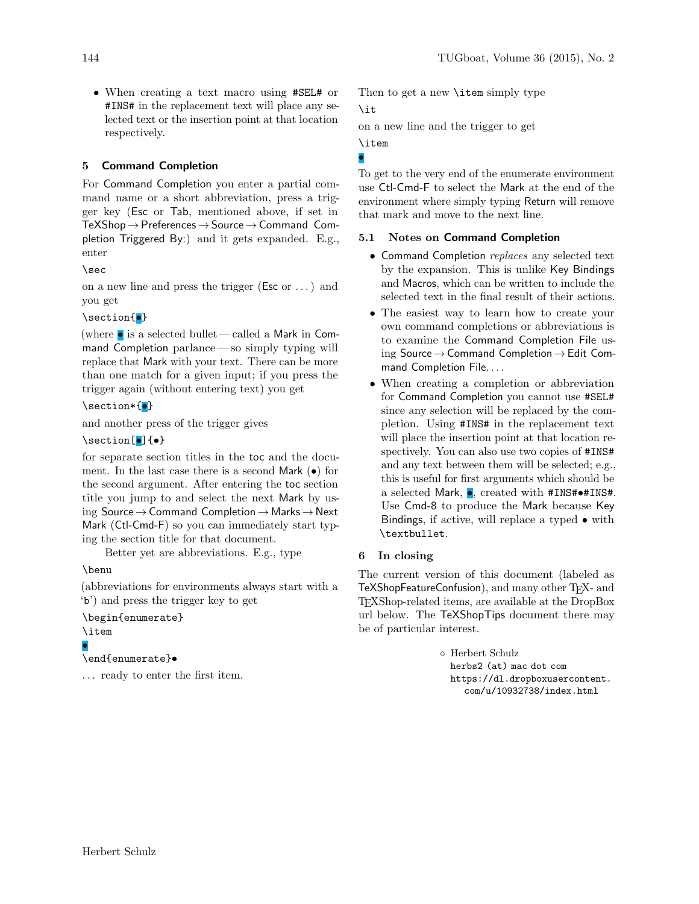- When creating a text macro using `#SEL#` or `#INS#` in the replacement text will place any selected text or the insertion point at that location respectively.

## 5 Command Completion

For Command Completion you enter a partial command name or a short abbreviation, press a trigger key (Esc or Tab, mentioned above, if set in TeXShop → Preferences → Source → Command Completion Triggered By:) and it gets expanded. E.g., enter

```
\sec
```

on a new line and press the trigger (Esc or ...) and you get

```
\section{•}
```

(where • is a selected bullet — called a Mark in Command Completion parlance — so simply typing will replace that Mark with your text. There can be more than one match for a given input; if you press the trigger again (without entering text) you get

```
\section*{•}
```

and another press of the trigger gives

```
\section[•]{•}
```

for separate section titles in the toc and the document. In the last case there is a second Mark (•) for the second argument. After entering the toc section title you jump to and select the next Mark by using Source → Command Completion → Marks → Next Mark (Ctl-Cmd-F) so you can immediately start typing the section title for that document.

Better yet are abbreviations. E.g., type

```
\benu
```

(abbreviations for environments always start with a 'b') and press the trigger key to get

```
\begin{enumerate}
\item
•
\end{enumerate}•
```

... ready to enter the first item.

Then to get a new `\item` simply type

```
\it
```

on a new line and the trigger to get

```
\item
•
```

To get to the very end of the enumerate environment use Ctl-Cmd-F to select the Mark at the end of the environment where simply typing Return will remove that mark and move to the next line.

### 5.1 Notes on Command Completion

- Command Completion *replaces* any selected text by the expansion. This is unlike Key Bindings and Macros, which can be written to include the selected text in the final result of their actions.
- The easiest way to learn how to create your own command completions or abbreviations is to examine the Command Completion File using Source → Command Completion → Edit Command Completion File....
- When creating a completion or abbreviation for Command Completion you cannot use `#SEL#` since any selection will be replaced by the completion. Using `#INS#` in the replacement text will place the insertion point at that location respectively. You can also use two copies of `#INS#` and any text between them will be selected; e.g., this is useful for first arguments which should be a selected Mark, •, created with `#INS#•#INS#`. Use Cmd-8 to produce the Mark because Key Bindings, if active, will replace a typed • with `\textbullet`.

## 6 In closing

The current version of this document (labeled as TeXShopFeatureConfusion), and many other TEX- and TEXShop-related items, are available at the DropBox url below. The TeXShopTips document there may be of particular interest.

◇ Herbert Schulz
herbs2 (at) mac dot com
https://dl.dropboxusercontent.com/u/10932738/index.html